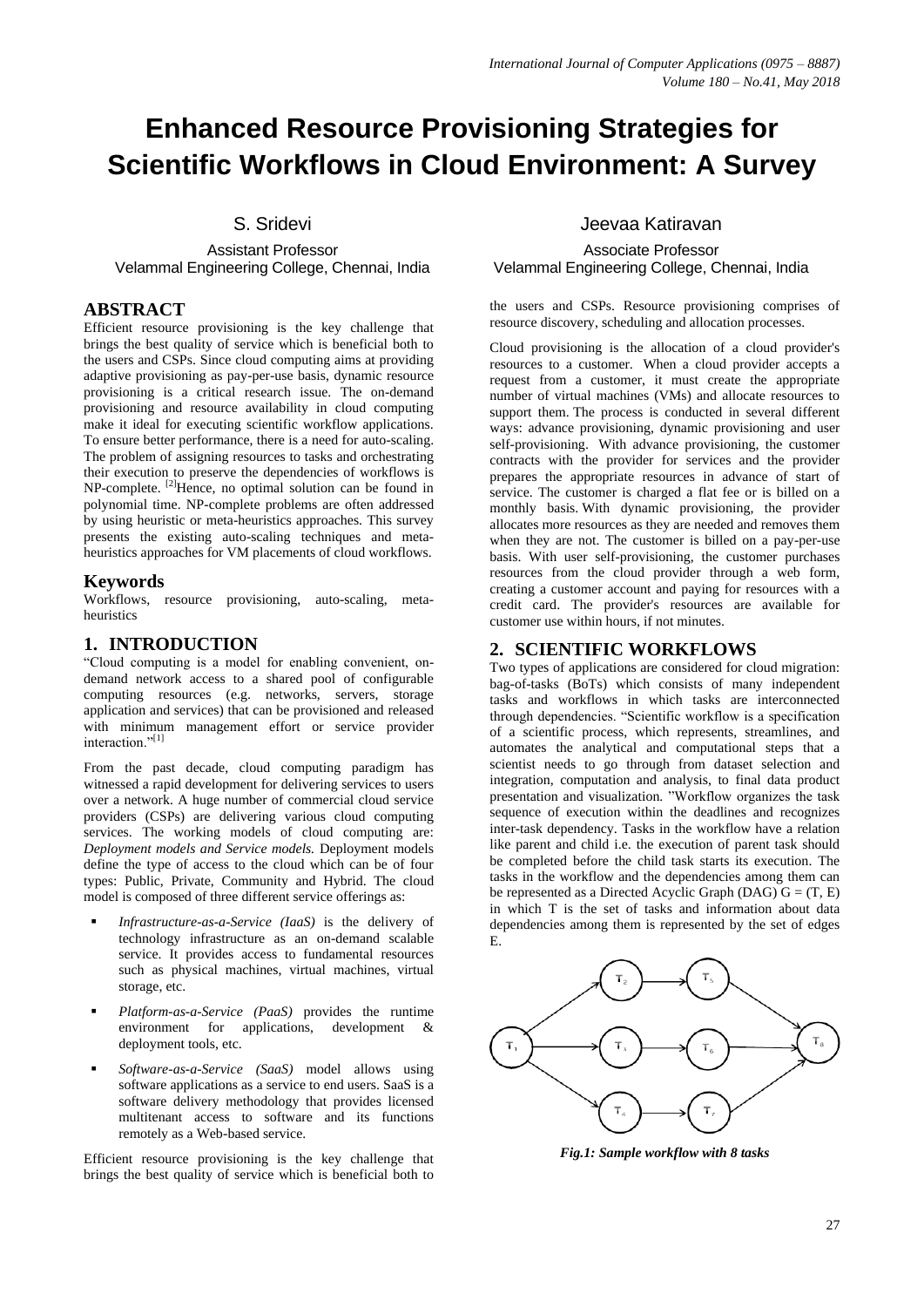# Enhanced Resource Provisioning Strategies for Scientific Workflows in Cloud Environment: A Survey

S. Sridevi
Assistant Professor
Velammal Engineering College, Chennai, India

Jeevaa Katiravan
Associate Professor
Velammal Engineering College, Chennai, India

## ABSTRACT

Efficient resource provisioning is the key challenge that brings the best quality of service which is beneficial both to the users and CSPs. Since cloud computing aims at providing adaptive provisioning as pay-per-use basis, dynamic resource provisioning is a critical research issue. The on-demand provisioning and resource availability in cloud computing make it ideal for executing scientific workflow applications. To ensure better performance, there is a need for auto-scaling. The problem of assigning resources to tasks and orchestrating their execution to preserve the dependencies of workflows is NP-complete. [2]Hence, no optimal solution can be found in polynomial time. NP-complete problems are often addressed by using heuristic or meta-heuristics approaches. This survey presents the existing auto-scaling techniques and meta-heuristics approaches for VM placements of cloud workflows.

## Keywords

Workflows, resource provisioning, auto-scaling, meta-heuristics

## 1. INTRODUCTION

"Cloud computing is a model for enabling convenient, on-demand network access to a shared pool of configurable computing resources (e.g. networks, servers, storage application and services) that can be provisioned and released with minimum management effort or service provider interaction."[1]

From the past decade, cloud computing paradigm has witnessed a rapid development for delivering services to users over a network. A huge number of commercial cloud service providers (CSPs) are delivering various cloud computing services. The working models of cloud computing are: *Deployment models and Service models.* Deployment models define the type of access to the cloud which can be of four types: Public, Private, Community and Hybrid. The cloud model is composed of three different service offerings as:

- *Infrastructure-as-a-Service (IaaS)* is the delivery of technology infrastructure as an on-demand scalable service. It provides access to fundamental resources such as physical machines, virtual machines, virtual storage, etc.
- *Platform-as-a-Service (PaaS)* provides the runtime environment for applications, development & deployment tools, etc.
- *Software-as-a-Service (SaaS)* model allows using software applications as a service to end users. SaaS is a software delivery methodology that provides licensed multitenant access to software and its functions remotely as a Web-based service.

Efficient resource provisioning is the key challenge that brings the best quality of service which is beneficial both to the users and CSPs. Resource provisioning comprises of resource discovery, scheduling and allocation processes.

Cloud provisioning is the allocation of a cloud provider's resources to a customer. When a cloud provider accepts a request from a customer, it must create the appropriate number of virtual machines (VMs) and allocate resources to support them. The process is conducted in several different ways: advance provisioning, dynamic provisioning and user self-provisioning. With advance provisioning, the customer contracts with the provider for services and the provider prepares the appropriate resources in advance of start of service. The customer is charged a flat fee or is billed on a monthly basis. With dynamic provisioning, the provider allocates more resources as they are needed and removes them when they are not. The customer is billed on a pay-per-use basis. With user self-provisioning, the customer purchases resources from the cloud provider through a web form, creating a customer account and paying for resources with a credit card. The provider's resources are available for customer use within hours, if not minutes.

## 2. SCIENTIFIC WORKFLOWS

Two types of applications are considered for cloud migration: bag-of-tasks (BoTs) which consists of many independent tasks and workflows in which tasks are interconnected through dependencies. "Scientific workflow is a specification of a scientific process, which represents, streamlines, and automates the analytical and computational steps that a scientist needs to go through from dataset selection and integration, computation and analysis, to final data product presentation and visualization. "Workflow organizes the task sequence of execution within the deadlines and recognizes inter-task dependency. Tasks in the workflow have a relation like parent and child i.e. the execution of parent task should be completed before the child task starts its execution. The tasks in the workflow and the dependencies among them can be represented as a Directed Acyclic Graph (DAG) $G = (T, E)$ in which T is the set of tasks and information about data dependencies among them is represented by the set of edges E.

*Fig.1: Sample workflow with 8 tasks*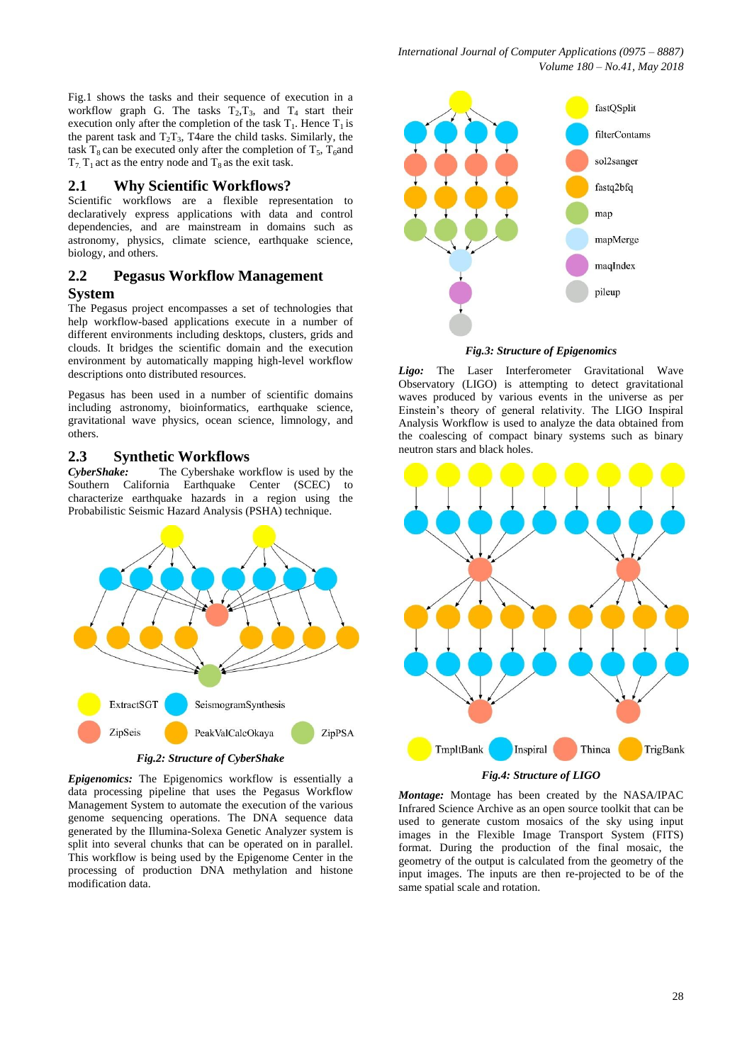Fig.1 shows the tasks and their sequence of execution in a workflow graph G. The tasks $T_2$,$T_3$, and $T_4$ start their execution only after the completion of the task $T_1$. Hence $T_1$ is the parent task and $T_2T_3$, T4are the child tasks. Similarly, the task $T_8$ can be executed only after the completion of $T_5$, $T_6$and $T_7$. $T_1$ act as the entry node and $T_8$ as the exit task.

## 2.1 Why Scientific Workflows?

Scientific workflows are a flexible representation to declaratively express applications with data and control dependencies, and are mainstream in domains such as astronomy, physics, climate science, earthquake science, biology, and others.

## 2.2 Pegasus Workflow Management System

The Pegasus project encompasses a set of technologies that help workflow-based applications execute in a number of different environments including desktops, clusters, grids and clouds. It bridges the scientific domain and the execution environment by automatically mapping high-level workflow descriptions onto distributed resources.

Pegasus has been used in a number of scientific domains including astronomy, bioinformatics, earthquake science, gravitational wave physics, ocean science, limnology, and others.

## 2.3 Synthetic Workflows

***CyberShake:*** The Cybershake workflow is used by the Southern California Earthquake Center (SCEC) to characterize earthquake hazards in a region using the Probabilistic Seismic Hazard Analysis (PSHA) technique.

ExtractSGT SeismogramSynthesis ZipSeis PeakValCalcOkaya ZipPSA

***Fig.2: Structure of CyberShake***

***Epigenomics:*** The Epigenomics workflow is essentially a data processing pipeline that uses the Pegasus Workflow Management System to automate the execution of the various genome sequencing operations. The DNA sequence data generated by the Illumina-Solexa Genetic Analyzer system is split into several chunks that can be operated on in parallel. This workflow is being used by the Epigenome Center in the processing of production DNA methylation and histone modification data.

fastQSplit filterContams sol2sanger fastq2bfq map mapMerge maqIndex pileup

***Fig.3: Structure of Epigenomics***

***Ligo:*** The Laser Interferometer Gravitational Wave Observatory (LIGO) is attempting to detect gravitational waves produced by various events in the universe as per Einstein's theory of general relativity. The LIGO Inspiral Analysis Workflow is used to analyze the data obtained from the coalescing of compact binary systems such as binary neutron stars and black holes.

TmpltBank Inspiral Thinca TrigBank

***Fig.4: Structure of LIGO***

***Montage:*** Montage has been created by the NASA/IPAC Infrared Science Archive as an open source toolkit that can be used to generate custom mosaics of the sky using input images in the Flexible Image Transport System (FITS) format. During the production of the final mosaic, the geometry of the output is calculated from the geometry of the input images. The inputs are then re-projected to be of the same spatial scale and rotation.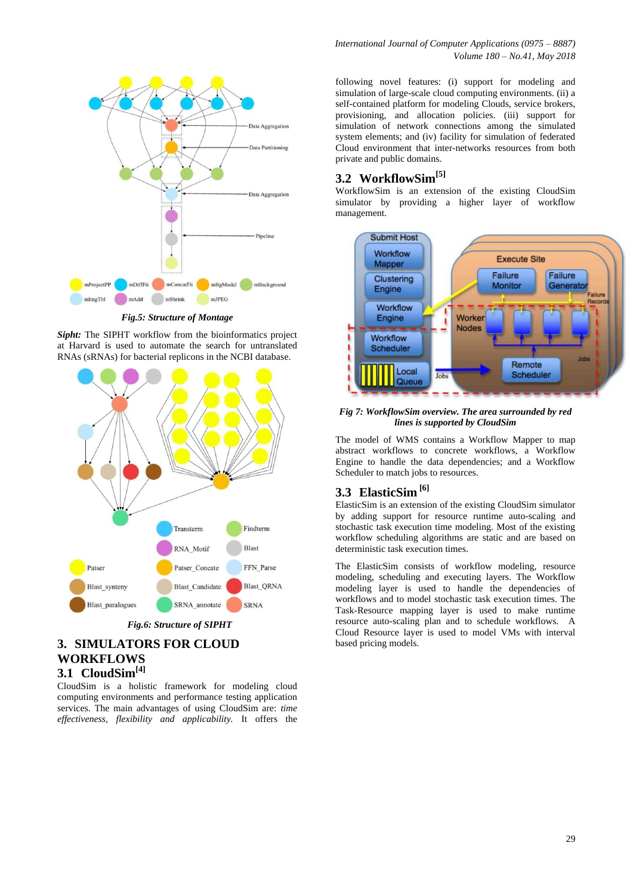Fig.5: Structure of Montage

***Sipht:*** The SIPHT workflow from the bioinformatics project at Harvard is used to automate the search for untranslated RNAs (sRNAs) for bacterial replicons in the NCBI database.

Fig.6: Structure of SIPHT

## 3. SIMULATORS FOR CLOUD WORKFLOWS

### 3.1 CloudSim[4]

CloudSim is a holistic framework for modeling cloud computing environments and performance testing application services. The main advantages of using CloudSim are: *time effectiveness*, *flexibility and applicability*. It offers the following novel features: (i) support for modeling and simulation of large-scale cloud computing environments. (ii) a self-contained platform for modeling Clouds, service brokers, provisioning, and allocation policies. (iii) support for simulation of network connections among the simulated system elements; and (iv) facility for simulation of federated Cloud environment that inter-networks resources from both private and public domains.

### 3.2 WorkflowSim[5]

WorkflowSim is an extension of the existing CloudSim simulator by providing a higher layer of workflow management.

Fig 7: WorkflowSim overview. The area surrounded by red lines is supported by CloudSim

The model of WMS contains a Workflow Mapper to map abstract workflows to concrete workflows, a Workflow Engine to handle the data dependencies; and a Workflow Scheduler to match jobs to resources.

### 3.3 ElasticSim [6]

ElasticSim is an extension of the existing CloudSim simulator by adding support for resource runtime auto-scaling and stochastic task execution time modeling. Most of the existing workflow scheduling algorithms are static and are based on deterministic task execution times.

The ElasticSim consists of workflow modeling, resource modeling, scheduling and executing layers. The Workflow modeling layer is used to handle the dependencies of workflows and to model stochastic task execution times. The Task-Resource mapping layer is used to make runtime resource auto-scaling plan and to schedule workflows. A Cloud Resource layer is used to model VMs with interval based pricing models.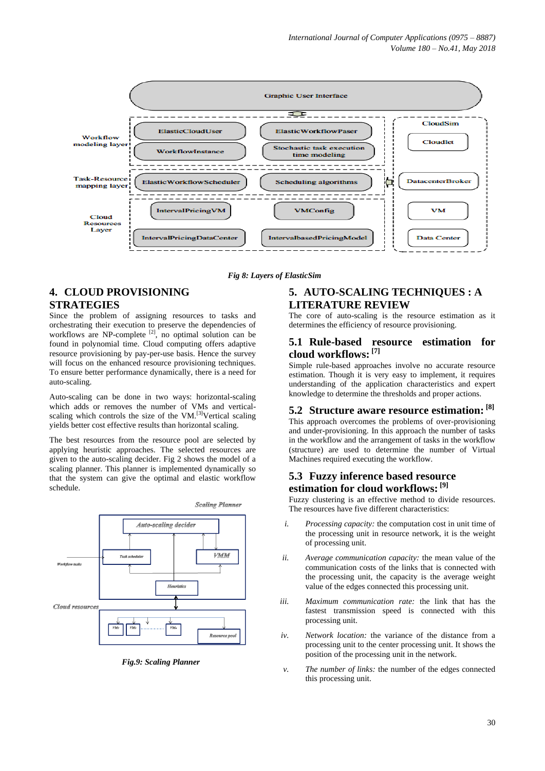Fig 8: Layers of ElasticSim

## 4. CLOUD PROVISIONING STRATEGIES

Since the problem of assigning resources to tasks and orchestrating their execution to preserve the dependencies of workflows are NP-complete [2], no optimal solution can be found in polynomial time. Cloud computing offers adaptive resource provisioning by pay-per-use basis. Hence the survey will focus on the enhanced resource provisioning techniques. To ensure better performance dynamically, there is a need for auto-scaling.

Auto-scaling can be done in two ways: horizontal-scaling which adds or removes the number of VMs and vertical-scaling which controls the size of the VM.[3]Vertical scaling yields better cost effective results than horizontal scaling.

The best resources from the resource pool are selected by applying heuristic approaches. The selected resources are given to the auto-scaling decider. Fig 2 shows the model of a scaling planner. This planner is implemented dynamically so that the system can give the optimal and elastic workflow schedule.

Fig.9: Scaling Planner

## 5. AUTO-SCALING TECHNIQUES : A LITERATURE REVIEW

The core of auto-scaling is the resource estimation as it determines the efficiency of resource provisioning.

### 5.1 Rule-based resource estimation for cloud workflows: [7]

Simple rule-based approaches involve no accurate resource estimation. Though it is very easy to implement, it requires understanding of the application characteristics and expert knowledge to determine the thresholds and proper actions.

### 5.2 Structure aware resource estimation: [8]

This approach overcomes the problems of over-provisioning and under-provisioning. In this approach the number of tasks in the workflow and the arrangement of tasks in the workflow (structure) are used to determine the number of Virtual Machines required executing the workflow.

### 5.3 Fuzzy inference based resource estimation for cloud workflows: [9]

Fuzzy clustering is an effective method to divide resources. The resources have five different characteristics:

i. *Processing capacity:* the computation cost in unit time of the processing unit in resource network, it is the weight of processing unit.

ii. *Average communication capacity:* the mean value of the communication costs of the links that is connected with the processing unit, the capacity is the average weight value of the edges connected this processing unit.

iii. *Maximum communication rate:* the link that has the fastest transmission speed is connected with this processing unit.

iv. *Network location:* the variance of the distance from a processing unit to the center processing unit. It shows the position of the processing unit in the network.

v. *The number of links:* the number of the edges connected this processing unit.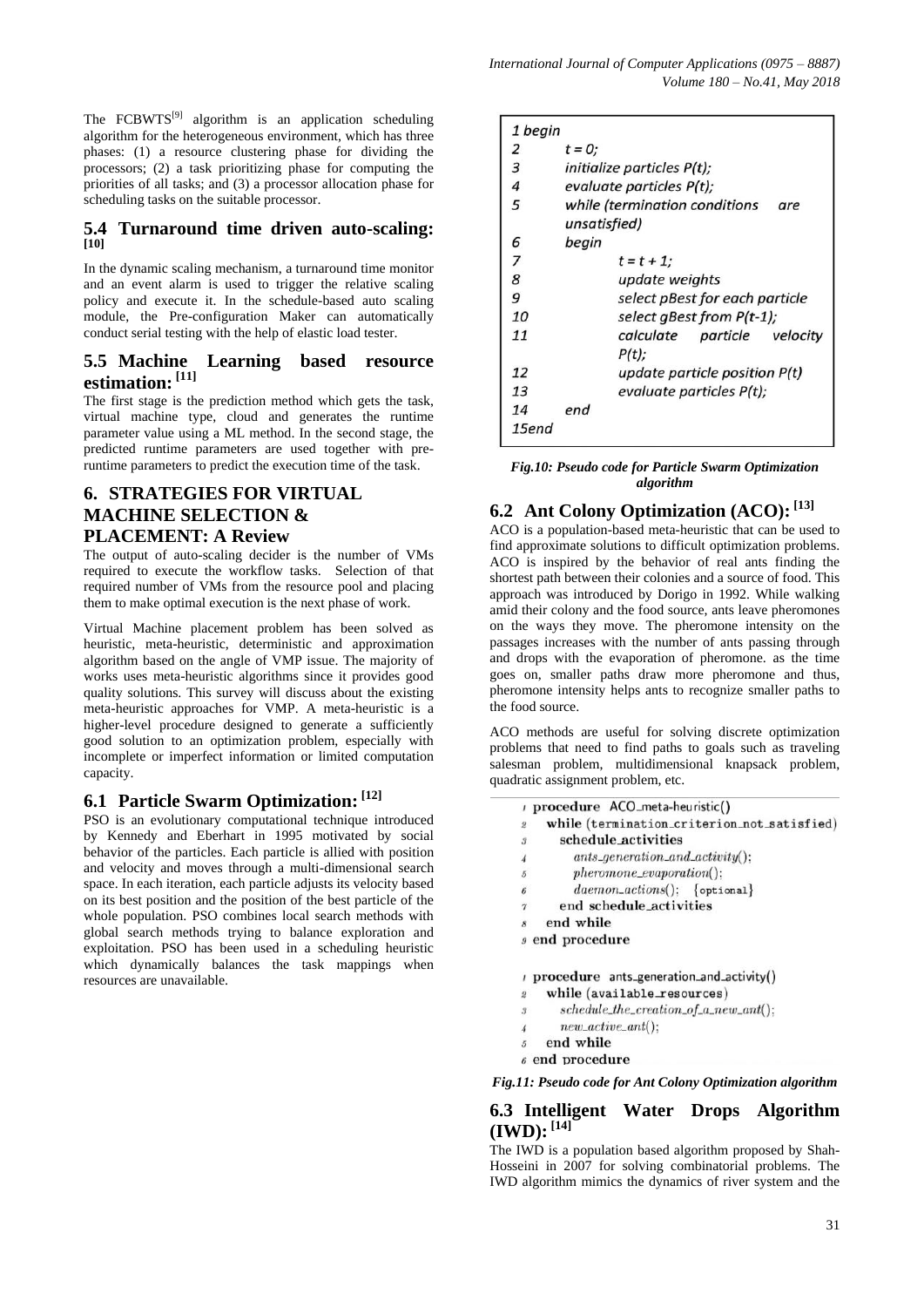The FCBWTS[9] algorithm is an application scheduling algorithm for the heterogeneous environment, which has three phases: (1) a resource clustering phase for dividing the processors; (2) a task prioritizing phase for computing the priorities of all tasks; and (3) a processor allocation phase for scheduling tasks on the suitable processor.

### 5.4 Turnaround time driven auto-scaling: [10]

In the dynamic scaling mechanism, a turnaround time monitor and an event alarm is used to trigger the relative scaling policy and execute it. In the schedule-based auto scaling module, the Pre-configuration Maker can automatically conduct serial testing with the help of elastic load tester.

### 5.5 Machine Learning based resource estimation: [11]

The first stage is the prediction method which gets the task, virtual machine type, cloud and generates the runtime parameter value using a ML method. In the second stage, the predicted runtime parameters are used together with pre-runtime parameters to predict the execution time of the task.

## 6. STRATEGIES FOR VIRTUAL MACHINE SELECTION & PLACEMENT: A Review

The output of auto-scaling decider is the number of VMs required to execute the workflow tasks. Selection of that required number of VMs from the resource pool and placing them to make optimal execution is the next phase of work.

Virtual Machine placement problem has been solved as heuristic, meta-heuristic, deterministic and approximation algorithm based on the angle of VMP issue. The majority of works uses meta-heuristic algorithms since it provides good quality solutions. This survey will discuss about the existing meta-heuristic approaches for VMP. A meta-heuristic is a higher-level procedure designed to generate a sufficiently good solution to an optimization problem, especially with incomplete or imperfect information or limited computation capacity.

### 6.1 Particle Swarm Optimization: [12]

PSO is an evolutionary computational technique introduced by Kennedy and Eberhart in 1995 motivated by social behavior of the particles. Each particle is allied with position and velocity and moves through a multi-dimensional search space. In each iteration, each particle adjusts its velocity based on its best position and the position of the best particle of the whole population. PSO combines local search methods with global search methods trying to balance exploration and exploitation. PSO has been used in a scheduling heuristic which dynamically balances the task mappings when resources are unavailable.

```
1 begin
2       t = 0;
3       initialize particles P(t);
4       evaluate particles P(t);
5       while (termination conditions are
        unsatisfied)
6       begin
7               t = t + 1;
8               update weights
9               select pBest for each particle
10              select gBest from P(t-1);
11              calculate particle velocity
                P(t);
12              update particle position P(t)
13              evaluate particles P(t);
14      end
15end
```

*Fig.10: Pseudo code for Particle Swarm Optimization algorithm*

### 6.2 Ant Colony Optimization (ACO): [13]

ACO is a population-based meta-heuristic that can be used to find approximate solutions to difficult optimization problems. ACO is inspired by the behavior of real ants finding the shortest path between their colonies and a source of food. This approach was introduced by Dorigo in 1992. While walking amid their colony and the food source, ants leave pheromones on the ways they move. The pheromone intensity on the passages increases with the number of ants passing through and drops with the evaporation of pheromone. as the time goes on, smaller paths draw more pheromone and thus, pheromone intensity helps ants to recognize smaller paths to the food source.

ACO methods are useful for solving discrete optimization problems that need to find paths to goals such as traveling salesman problem, multidimensional knapsack problem, quadratic assignment problem, etc.

```
1 procedure ACO_meta-heuristic()
2   while (termination_criterion_not_satisfied)
3     schedule_activities
4       ants_generation_and_activity();
5       pheromone_evaporation();
6       daemon_actions();  {optional}
7     end schedule_activities
8   end while
9 end procedure

1 procedure ants_generation_and_activity()
2   while (available_resources)
3     schedule_the_creation_of_a_new_ant();
4     new_active_ant();
5   end while
6 end procedure
```

*Fig.11: Pseudo code for Ant Colony Optimization algorithm*

### 6.3 Intelligent Water Drops Algorithm (IWD): [14]

The IWD is a population based algorithm proposed by Shah-Hosseini in 2007 for solving combinatorial problems. The IWD algorithm mimics the dynamics of river system and the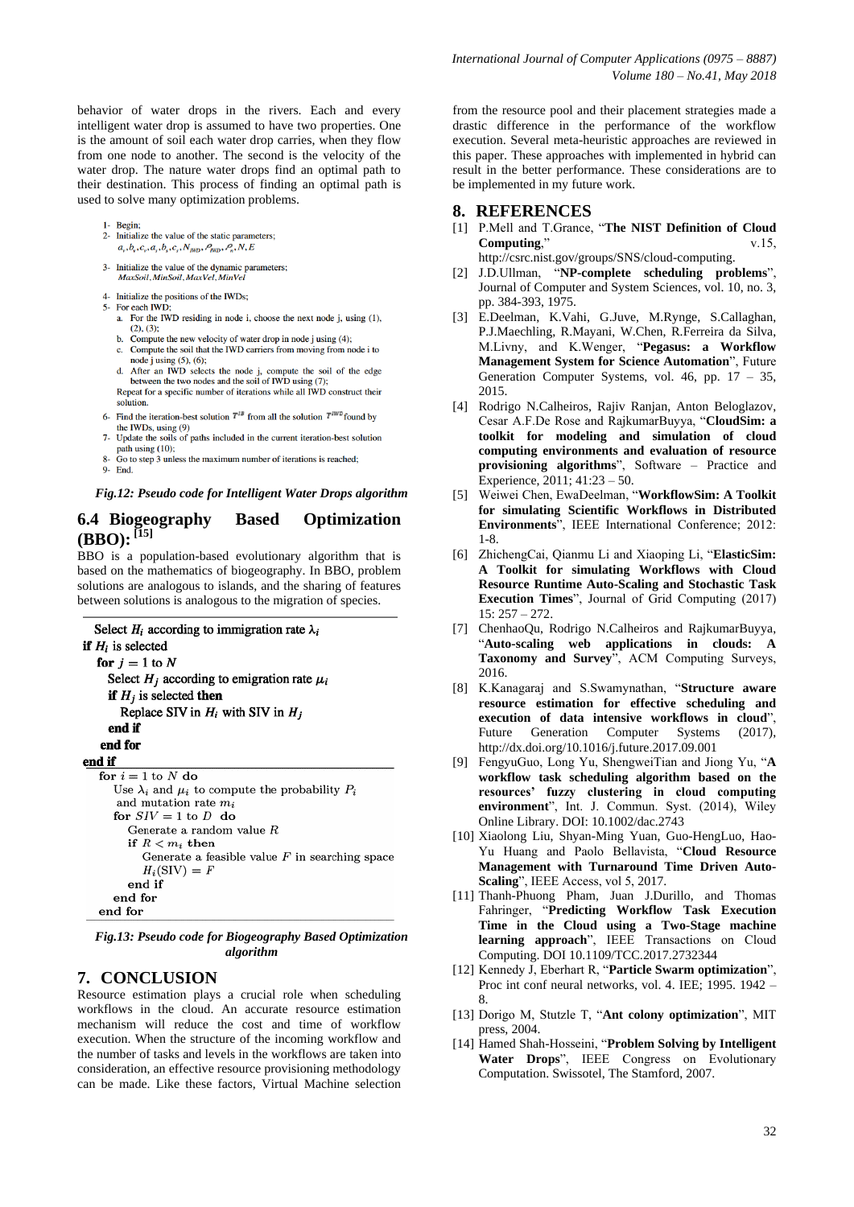behavior of water drops in the rivers. Each and every intelligent water drop is assumed to have two properties. One is the amount of soil each water drop carries, when they flow from one node to another. The second is the velocity of the water drop. The nature water drops find an optimal path to their destination. This process of finding an optimal path is used to solve many optimization problems.

1- Begin;
2- Initialize the value of the static parameters; $a_v, b_v, c_v, a_s, b_s, c_s, N_{IWD}, \rho_{IWD}, \rho_n, N, E$
3- Initialize the value of the dynamic parameters; $MaxSoil, MinSoil, MaxVel, MinVel$
4- Initialize the positions of the IWDs;
5- For each IWD;
   a. For the IWD residing in node i, choose the next node j, using (1), (2), (3);
   b. Compute the new velocity of water drop in node j using (4);
   c. Compute the soil that the IWD carriers from moving from node i to node j using (5), (6);
   d. After an IWD selects the node j, compute the soil of the edge between the two nodes and the soil of IWD using (7);

   Repeat for a specific number of iterations while all IWD construct their solution.
6- Find the iteration-best solution $T^{IB}$ from all the solution $T^{IWD}$ found by the IWDs, using (9)
7- Update the soils of paths included in the current iteration-best solution path using (10);
8- Go to step 3 unless the maximum number of iterations is reached;
9- End.

*Fig.12: Pseudo code for Intelligent Water Drops algorithm*

## 6.4 Biogeography Based Optimization (BBO): [15]

BBO is a population-based evolutionary algorithm that is based on the mathematics of biogeography. In BBO, problem solutions are analogous to islands, and the sharing of features between solutions is analogous to the migration of species.

```
Select H_i according to immigration rate λ_i
if H_i is selected
  for j = 1 to N
    Select H_j according to emigration rate μ_i
    if H_j is selected then
      Replace SIV in H_i with SIV in H_j
    end if
  end for
end if
```

```
for i = 1 to N do
  Use λ_i and μ_i to compute the probability P_i
  and mutation rate m_i
  for SIV = 1 to D do
    Generate a random value R
    if R < m_i then
      Generate a feasible value F in searching space
      H_i(SIV) = F
    end if
  end for
end for
```

*Fig.13: Pseudo code for Biogeography Based Optimization algorithm*

## 7. CONCLUSION

Resource estimation plays a crucial role when scheduling workflows in the cloud. An accurate resource estimation mechanism will reduce the cost and time of workflow execution. When the structure of the incoming workflow and the number of tasks and levels in the workflows are taken into consideration, an effective resource provisioning methodology can be made. Like these factors, Virtual Machine selection from the resource pool and their placement strategies made a drastic difference in the performance of the workflow execution. Several meta-heuristic approaches are reviewed in this paper. These approaches with implemented in hybrid can result in the better performance. These considerations are to be implemented in my future work.

## 8. REFERENCES

[1] P.Mell and T.Grance, "**The NIST Definition of Cloud Computing**," v.15, http://csrc.nist.gov/groups/SNS/cloud-computing.

[2] J.D.Ullman, "**NP-complete scheduling problems**", Journal of Computer and System Sciences, vol. 10, no. 3, pp. 384-393, 1975.

[3] E.Deelman, K.Vahi, G.Juve, M.Rynge, S.Callaghan, P.J.Maechling, R.Mayani, W.Chen, R.Ferreira da Silva, M.Livny, and K.Wenger, "**Pegasus: a Workflow Management System for Science Automation**", Future Generation Computer Systems, vol. 46, pp. 17 – 35, 2015.

[4] Rodrigo N.Calheiros, Rajiv Ranjan, Anton Beloglazov, Cesar A.F.De Rose and RajkumarBuyya, "**CloudSim: a toolkit for modeling and simulation of cloud computing environments and evaluation of resource provisioning algorithms**", Software – Practice and Experience, 2011; 41:23 – 50.

[5] Weiwei Chen, EwaDeelman, "**WorkflowSim: A Toolkit for simulating Scientific Workflows in Distributed Environments**", IEEE International Conference; 2012: 1-8.

[6] ZhichengCai, Qianmu Li and Xiaoping Li, "**ElasticSim: A Toolkit for simulating Workflows with Cloud Resource Runtime Auto-Scaling and Stochastic Task Execution Times**", Journal of Grid Computing (2017) 15: 257 – 272.

[7] ChenhaoQu, Rodrigo N.Calheiros and RajkumarBuyya, "**Auto-scaling web applications in clouds: A Taxonomy and Survey**", ACM Computing Surveys, 2016.

[8] K.Kanagaraj and S.Swamynathan, "**Structure aware resource estimation for effective scheduling and execution of data intensive workflows in cloud**", Future Generation Computer Systems (2017), http://dx.doi.org/10.1016/j.future.2017.09.001

[9] FengyuGuo, Long Yu, ShengweiTian and Jiong Yu, "**A workflow task scheduling algorithm based on the resources' fuzzy clustering in cloud computing environment**", Int. J. Commun. Syst. (2014), Wiley Online Library. DOI: 10.1002/dac.2743

[10] Xiaolong Liu, Shyan-Ming Yuan, Guo-HengLuo, Hao-Yu Huang and Paolo Bellavista, "**Cloud Resource Management with Turnaround Time Driven Auto-Scaling**", IEEE Access, vol 5, 2017.

[11] Thanh-Phuong Pham, Juan J.Durillo, and Thomas Fahringer, "**Predicting Workflow Task Execution Time in the Cloud using a Two-Stage machine learning approach**", IEEE Transactions on Cloud Computing. DOI 10.1109/TCC.2017.2732344

[12] Kennedy J, Eberhart R, "**Particle Swarm optimization**", Proc int conf neural networks, vol. 4. IEE; 1995. 1942 – 8.

[13] Dorigo M, Stutzle T, "**Ant colony optimization**", MIT press, 2004.

[14] Hamed Shah-Hosseini, "**Problem Solving by Intelligent Water Drops**", IEEE Congress on Evolutionary Computation. Swissotel, The Stamford, 2007.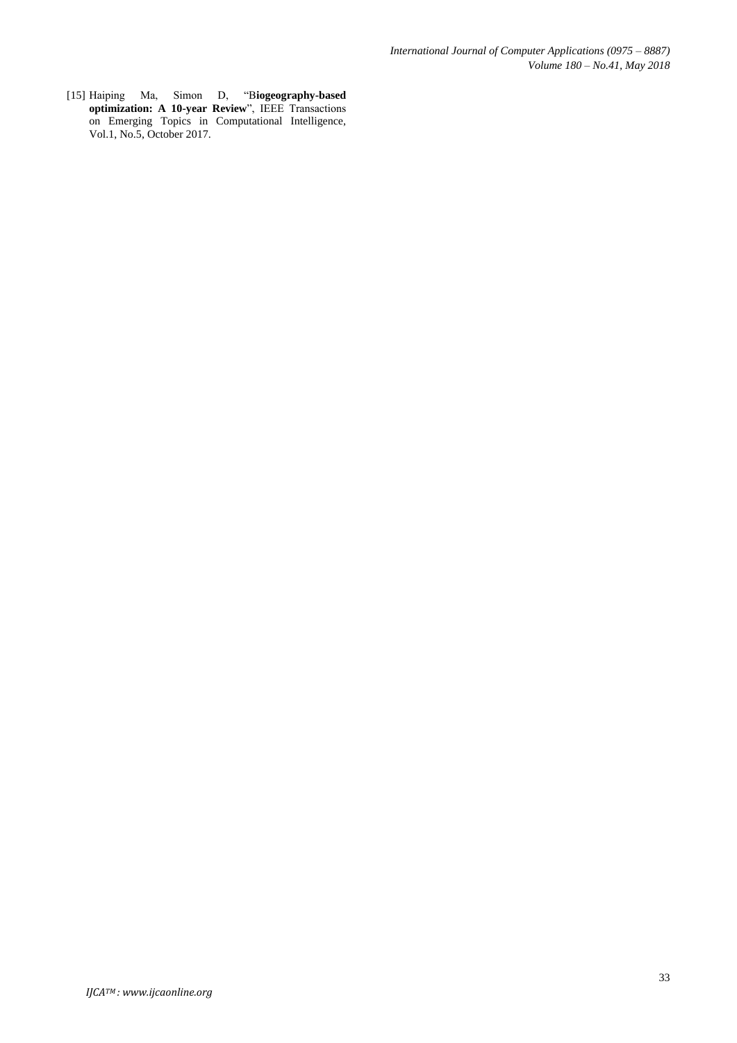[15] Haiping Ma, Simon D, "B**iogeography-based optimization: A 10-year Review**", IEEE Transactions on Emerging Topics in Computational Intelligence, Vol.1, No.5, October 2017.